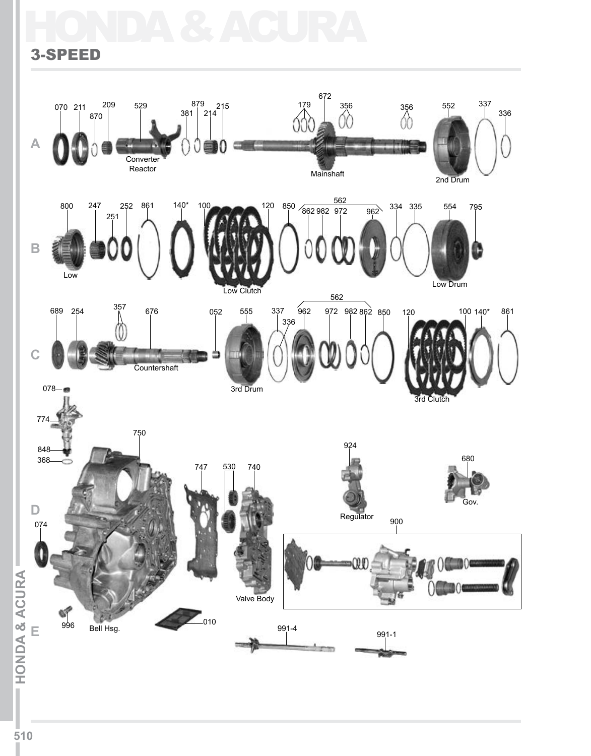# HONDA & ACURA

## 3-SPEED

**A**

070 211 870 209 529 Converter Reactor 381 879 214 215 179 672 Mainshaft 356 356 552 2nd Drum 337 336

**B**

800 Low 247 251 252 861 140* 100 Low Clutch 120 850 562 862 982 972 962 334 335 554 Low Drum 795

**C**

689 254 357 676 Countershaft 052 555 3rd Drum 337 336 562 962 972 982 862 850 120 3rd Clutch 100 140* 861

**D**

078 774 848 368 750 074 996 Bell Hsg. 747 530 740 Valve Body 010 924 Regulator 680 Gov. 900

**E**

991-4 991-1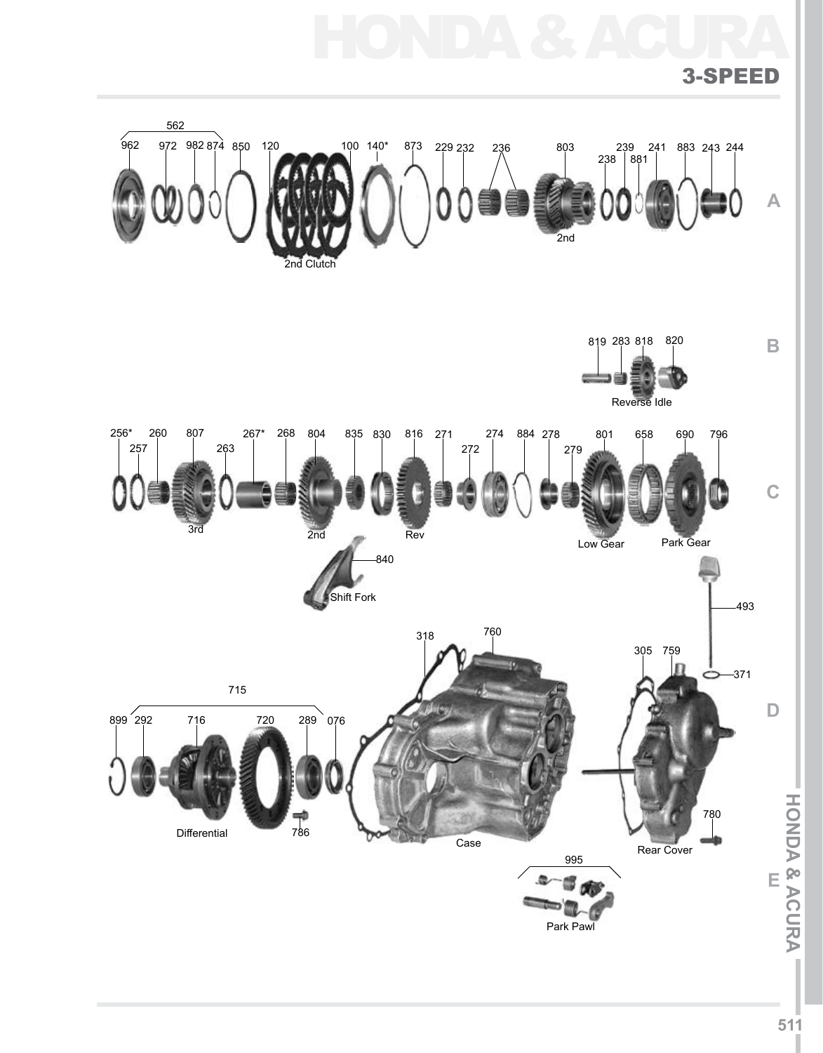# HONDA & ACURA

## 3-SPEED

562

962 972 982 874 850 120 100 140* 873 229 232 236 803 239 241 883 243 244

238 881

2nd Clutch

2nd

A

819 283 818 820

Reverse Idle

B

256* 260 807 267* 268 804 835 830 816 271 274 884 278 801 658 690 796

257 263 272 279

3rd 2nd Rev Low Gear Park Gear

C

840

Shift Fork

493

318 760

305 759

371

715

899 292 716 720 289 076

D

Differential 786

Case

780

Rear Cover

995

Park Pawl

E

HONDA & ACURA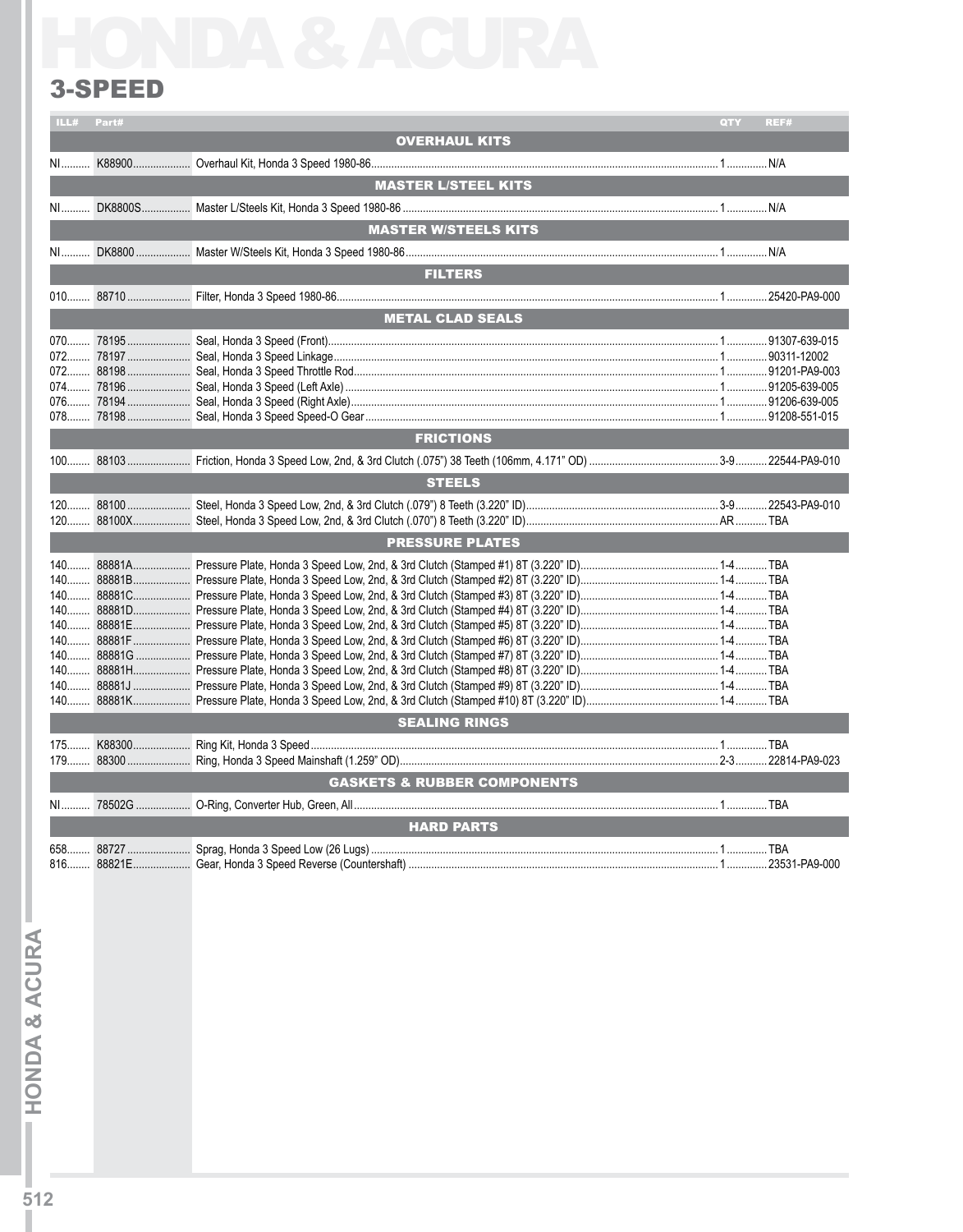# HONDA & ACURA

## 3-SPEED

| ILL# | Part# | Description | QTY | REF# |
|---|---|---|---|---|
| | | **OVERHAUL KITS** | | |
| NI | K88900 | Overhaul Kit, Honda 3 Speed 1980-86 | 1 | N/A |
| | | **MASTER L/STEEL KITS** | | |
| NI | DK8800S | Master L/Steels Kit, Honda 3 Speed 1980-86 | 1 | N/A |
| | | **MASTER W/STEELS KITS** | | |
| NI | DK8800 | Master W/Steels Kit, Honda 3 Speed 1980-86 | 1 | N/A |
| | | **FILTERS** | | |
| 010 | 88710 | Filter, Honda 3 Speed 1980-86 | 1 | 25420-PA9-000 |
| | | **METAL CLAD SEALS** | | |
| 070 | 78195 | Seal, Honda 3 Speed (Front) | 1 | 91307-639-015 |
| 072 | 78197 | Seal, Honda 3 Speed Linkage | 1 | 90311-12002 |
| 072 | 88198 | Seal, Honda 3 Speed Throttle Rod | 1 | 91201-PA9-003 |
| 074 | 78196 | Seal, Honda 3 Speed (Left Axle) | 1 | 91205-639-005 |
| 076 | 78194 | Seal, Honda 3 Speed (Right Axle) | 1 | 91206-639-005 |
| 078 | 78198 | Seal, Honda 3 Speed Speed-O Gear | 1 | 91208-551-015 |
| | | **FRICTIONS** | | |
| 100 | 88103 | Friction, Honda 3 Speed Low, 2nd, & 3rd Clutch (.075") 38 Teeth (106mm, 4.171" OD) | 3-9 | 22544-PA9-010 |
| | | **STEELS** | | |
| 120 | 88100 | Steel, Honda 3 Speed Low, 2nd, & 3rd Clutch (.079") 8 Teeth (3.220" ID) | 3-9 | 22543-PA9-010 |
| 120 | 88100X | Steel, Honda 3 Speed Low, 2nd, & 3rd Clutch (.070") 8 Teeth (3.220" ID) | AR | TBA |
| | | **PRESSURE PLATES** | | |
| 140 | 88881A | Pressure Plate, Honda 3 Speed Low, 2nd, & 3rd Clutch (Stamped #1) 8T (3.220" ID) | 1-4 | TBA |
| 140 | 88881B | Pressure Plate, Honda 3 Speed Low, 2nd, & 3rd Clutch (Stamped #2) 8T (3.220" ID) | 1-4 | TBA |
| 140 | 88881C | Pressure Plate, Honda 3 Speed Low, 2nd, & 3rd Clutch (Stamped #3) 8T (3.220" ID) | 1-4 | TBA |
| 140 | 88881D | Pressure Plate, Honda 3 Speed Low, 2nd, & 3rd Clutch (Stamped #4) 8T (3.220" ID) | 1-4 | TBA |
| 140 | 88881E | Pressure Plate, Honda 3 Speed Low, 2nd, & 3rd Clutch (Stamped #5) 8T (3.220" ID) | 1-4 | TBA |
| 140 | 88881F | Pressure Plate, Honda 3 Speed Low, 2nd, & 3rd Clutch (Stamped #6) 8T (3.220" ID) | 1-4 | TBA |
| 140 | 88881G | Pressure Plate, Honda 3 Speed Low, 2nd, & 3rd Clutch (Stamped #7) 8T (3.220" ID) | 1-4 | TBA |
| 140 | 88881H | Pressure Plate, Honda 3 Speed Low, 2nd, & 3rd Clutch (Stamped #8) 8T (3.220" ID) | 1-4 | TBA |
| 140 | 88881J | Pressure Plate, Honda 3 Speed Low, 2nd, & 3rd Clutch (Stamped #9) 8T (3.220" ID) | 1-4 | TBA |
| 140 | 88881K | Pressure Plate, Honda 3 Speed Low, 2nd, & 3rd Clutch (Stamped #10) 8T (3.220" ID) | 1-4 | TBA |
| | | **SEALING RINGS** | | |
| 175 | K88300 | Ring Kit, Honda 3 Speed | 1 | TBA |
| 179 | 88300 | Ring, Honda 3 Speed Mainshaft (1.259" OD) | 2-3 | 22814-PA9-023 |
| | | **GASKETS & RUBBER COMPONENTS** | | |
| NI | 78502G | O-Ring, Converter Hub, Green, All | 1 | TBA |
| | | **HARD PARTS** | | |
| 658 | 88727 | Sprag, Honda 3 Speed Low (26 Lugs) | 1 | TBA |
| 816 | 88821E | Gear, Honda 3 Speed Reverse (Countershaft) | 1 | 23531-PA9-000 |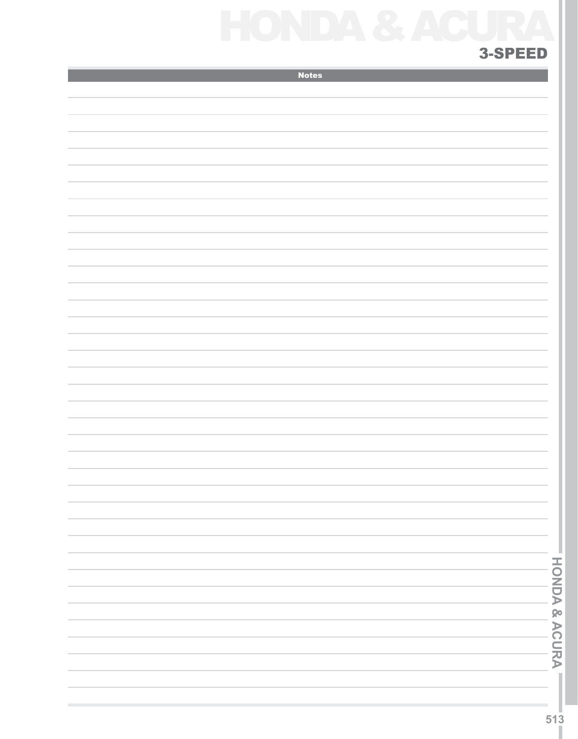## Notes